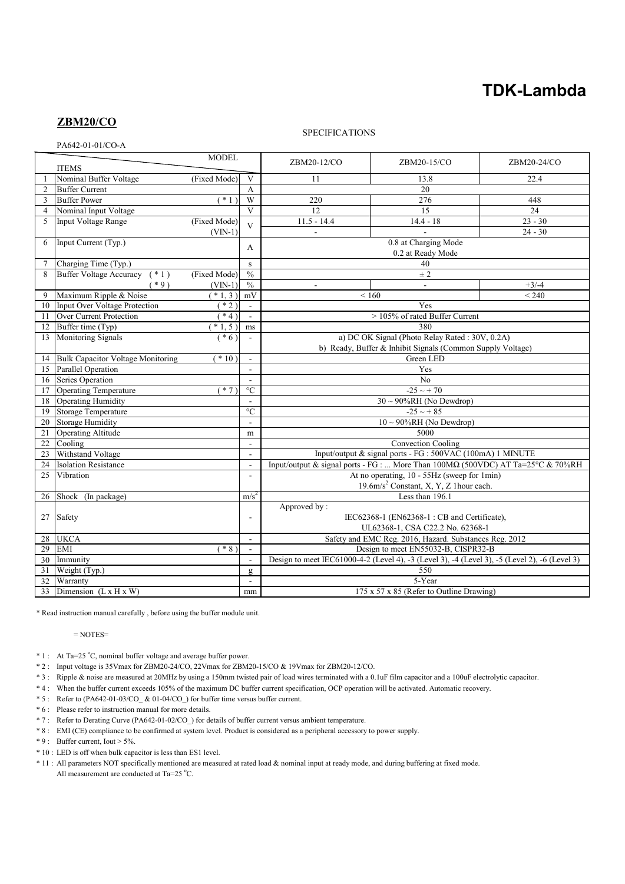# TDK-Lambda

## ZBM20/CO

SPECIFICATIONS

PA642-01-01/CO-A

| | ITEMS / MODEL | | | ZBM20-12/CO | ZBM20-15/CO | ZBM20-24/CO |
|---|---|---|---|---|---|---|
| 1 | Nominal Buffer Voltage | (Fixed Mode) | V | 11 | 13.8 | 22.4 |
| 2 | Buffer Current | | A | 20 | | |
| 3 | Buffer Power | ( * 1 ) | W | 220 | 276 | 448 |
| 4 | Nominal Input Voltage | | V | 12 | 15 | 24 |
| 5 | Input Voltage Range | (Fixed Mode) | V | 11.5 - 14.4 | 14.4 - 18 | 23 - 30 |
| | | (VIN-1) | | - | - | 24 - 30 |
| 6 | Input Current (Typ.) | | A | 0.8 at Charging Mode<br>0.2 at Ready Mode | | |
| 7 | Charging Time (Typ.) | | s | 40 | | |
| 8 | Buffer Voltage Accuracy ( * 1 ) | (Fixed Mode) | % | ± 2 | | |
| | ( * 9 ) | (VIN-1) | % | - | - | +3/-4 |
| 9 | Maximum Ripple & Noise | ( * 1, 3 ) | mV | < 160 | | < 240 |
| 10 | Input Over Voltage Protection | ( * 2 ) | - | Yes | | |
| 11 | Over Current Protection | ( * 4 ) | - | > 105% of rated Buffer Current | | |
| 12 | Buffer time (Typ) | ( * 1, 5 ) | ms | 380 | | |
| 13 | Monitoring Signals | ( * 6 ) | - | a) DC OK Signal (Photo Relay Rated : 30V, 0.2A)<br>b) Ready, Buffer & Inhibit Signals (Common Supply Voltage) | | |
| 14 | Bulk Capacitor Voltage Monitoring | ( * 10 ) | - | Green LED | | |
| 15 | Parallel Operation | | - | Yes | | |
| 16 | Series Operation | | - | No | | |
| 17 | Operating Temperature | ( * 7 ) | °C | -25 ~ + 70 | | |
| 18 | Operating Humidity | | - | 30 ~ 90%RH (No Dewdrop) | | |
| 19 | Storage Temperature | | °C | -25 ~ + 85 | | |
| 20 | Storage Humidity | | - | 10 ~ 90%RH (No Dewdrop) | | |
| 21 | Operating Altitude | | m | 5000 | | |
| 22 | Cooling | | - | Convection Cooling | | |
| 23 | Withstand Voltage | | - | Input/output & signal ports - FG : 500VAC (100mA) 1 MINUTE | | |
| 24 | Isolation Resistance | | - | Input/output & signal ports - FG : ... More Than 100MΩ (500VDC) AT Ta=25°C & 70%RH | | |
| 25 | Vibration | | - | At no operating, 10 - 55Hz (sweep for 1min)<br>19.6m/s$^2$ Constant, X, Y, Z 1hour each. | | |
| 26 | Shock (In package) | | m/s$^2$ | Less than 196.1 | | |
| 27 | Safety | | - | Approved by :<br>IEC62368-1 (EN62368-1 : CB and Certificate),<br>UL62368-1, CSA C22.2 No. 62368-1 | | |
| 28 | UKCA | | - | Safety and EMC Reg. 2016, Hazard. Substances Reg. 2012 | | |
| 29 | EMI | ( * 8 ) | - | Design to meet EN55032-B, CISPR32-B | | |
| 30 | Immunity | | - | Design to meet IEC61000-4-2 (Level 4), -3 (Level 3), -4 (Level 3), -5 (Level 2), -6 (Level 3) | | |
| 31 | Weight (Typ.) | | g | 550 | | |
| 32 | Warranty | | - | 5-Year | | |
| 33 | Dimension (L x H x W) | | mm | 175 x 57 x 85 (Refer to Outline Drawing) | | |

* Read instruction manual carefully , before using the buffer module unit.

= NOTES=

* 1 : At Ta=25 °C, nominal buffer voltage and average buffer power.
* 2 : Input voltage is 35Vmax for ZBM20-24/CO, 22Vmax for ZBM20-15/CO & 19Vmax for ZBM20-12/CO.
* 3 : Ripple & noise are measured at 20MHz by using a 150mm twisted pair of load wires terminated with a 0.1uF film capacitor and a 100uF electrolytic capacitor.
* 4 : When the buffer current exceeds 105% of the maximum DC buffer current specification, OCP operation will be activated. Automatic recovery.
* 5 : Refer to (PA642-01-03/CO_ & 01-04/CO_) for buffer time versus buffer current.
* 6 : Please refer to instruction manual for more details.
* 7 : Refer to Derating Curve (PA642-01-02/CO_) for details of buffer current versus ambient temperature.
* 8 : EMI (CE) compliance to be confirmed at system level. Product is considered as a peripheral accessory to power supply.
* 9 : Buffer current, Iout > 5%.
* 10 : LED is off when bulk capacitor is less than ES1 level.
* 11 : All parameters NOT specifically mentioned are measured at rated load & nominal input at ready mode, and during buffering at fixed mode.
  All measurement are conducted at Ta=25 °C.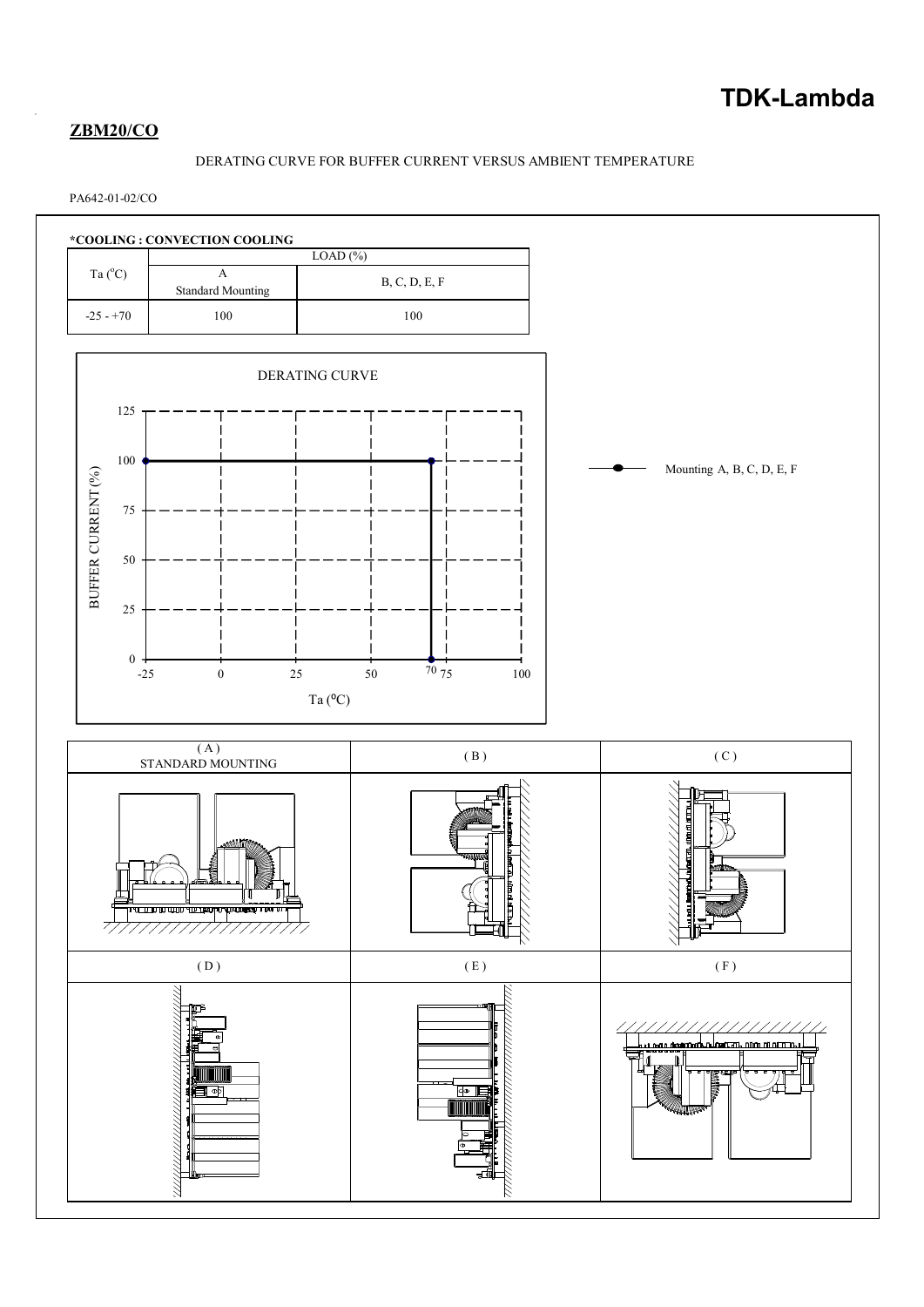**ZBM20/CO**

DERATING CURVE FOR BUFFER CURRENT VERSUS AMBIENT TEMPERATURE

PA642-01-02/CO

***COOLING : CONVECTION COOLING**

| Ta (°C) | LOAD (%) | |
|---|---|---|
| | A<br>Standard Mounting | B, C, D, E, F |
| -25 - +70 | 100 | 100 |

DERATING CURVE

BUFFER CURRENT (%)

125
100
75
50
25
0

-25 0 25 50 70 75 100

Ta (°C)

Mounting A, B, C, D, E, F

| ( A )<br>STANDARD MOUNTING | ( B ) | ( C ) |
|---|---|---|
| | | |
| ( D ) | ( E ) | ( F ) |
| | | |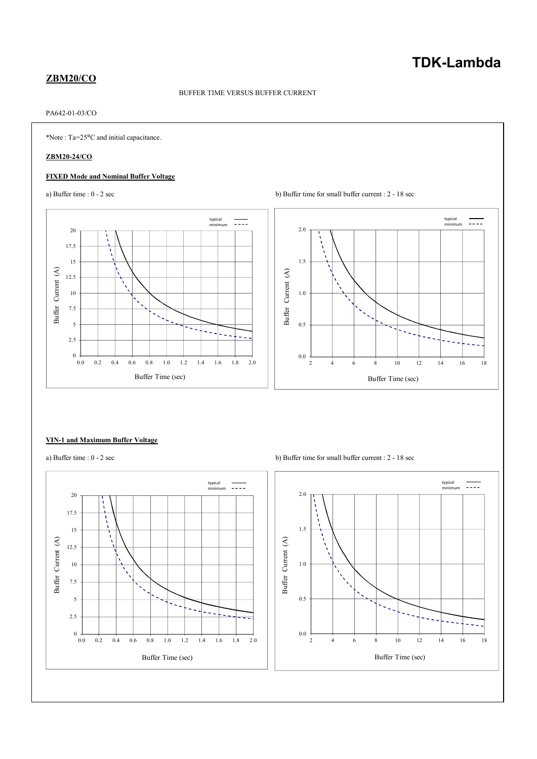# ZBM20/CO

BUFFER TIME VERSUS BUFFER CURRENT

PA642-01-03/CO

*Note : Ta=25°C and initial capacitance.

**ZBM20-24/CO**

**FIXED Mode and Nominal Buffer Voltage**

a) Buffer time : 0 - 2 sec

b) Buffer time for small buffer current : 2 - 18 sec

**VIN-1 and Maximum Buffer Voltage**

a) Buffer time : 0 - 2 sec

b) Buffer time for small buffer current : 2 - 18 sec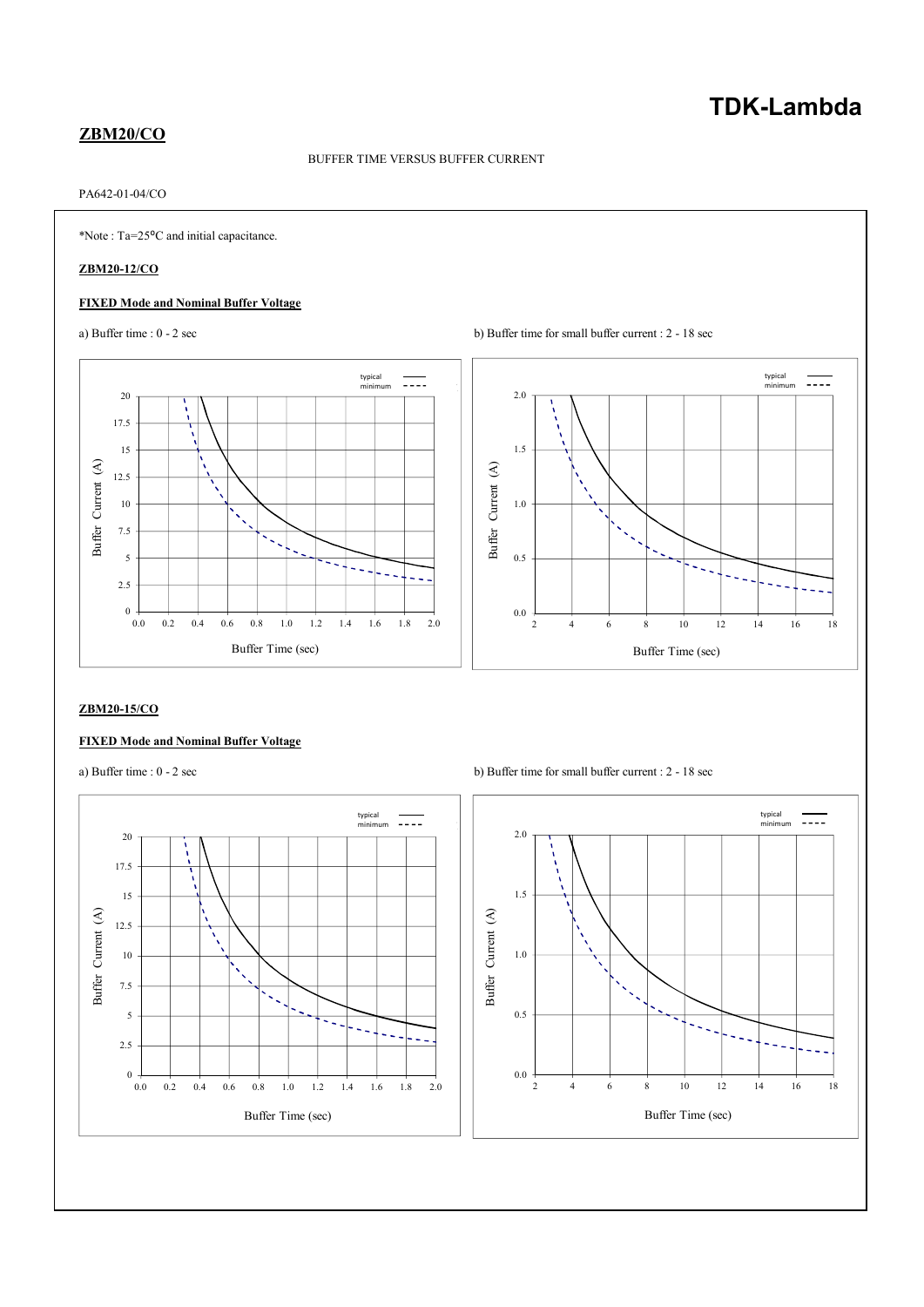## ZBM20/CO

BUFFER TIME VERSUS BUFFER CURRENT

PA642-01-04/CO

*Note : Ta=25°C and initial capacitance.

### ZBM20-12/CO

**FIXED Mode and Nominal Buffer Voltage**

a) Buffer time : 0 - 2 sec

typical
minimum

Buffer Current (A)

0
2.5
5
7.5
10
12.5
15
17.5
20

0.0 0.2 0.4 0.6 0.8 1.0 1.2 1.4 1.6 1.8 2.0

Buffer Time (sec)

b) Buffer time for small buffer current : 2 - 18 sec

typical
minimum

Buffer Current (A)

0.0
0.5
1.0
1.5
2.0

2 4 6 8 10 12 14 16 18

Buffer Time (sec)

### ZBM20-15/CO

**FIXED Mode and Nominal Buffer Voltage**

a) Buffer time : 0 - 2 sec

typical
minimum

Buffer Current (A)

0
2.5
5
7.5
10
12.5
15
17.5
20

0.0 0.2 0.4 0.6 0.8 1.0 1.2 1.4 1.6 1.8 2.0

Buffer Time (sec)

b) Buffer time for small buffer current : 2 - 18 sec

typical
minimum

Buffer Current (A)

0.0
0.5
1.0
1.5
2.0

2 4 6 8 10 12 14 16 18

Buffer Time (sec)